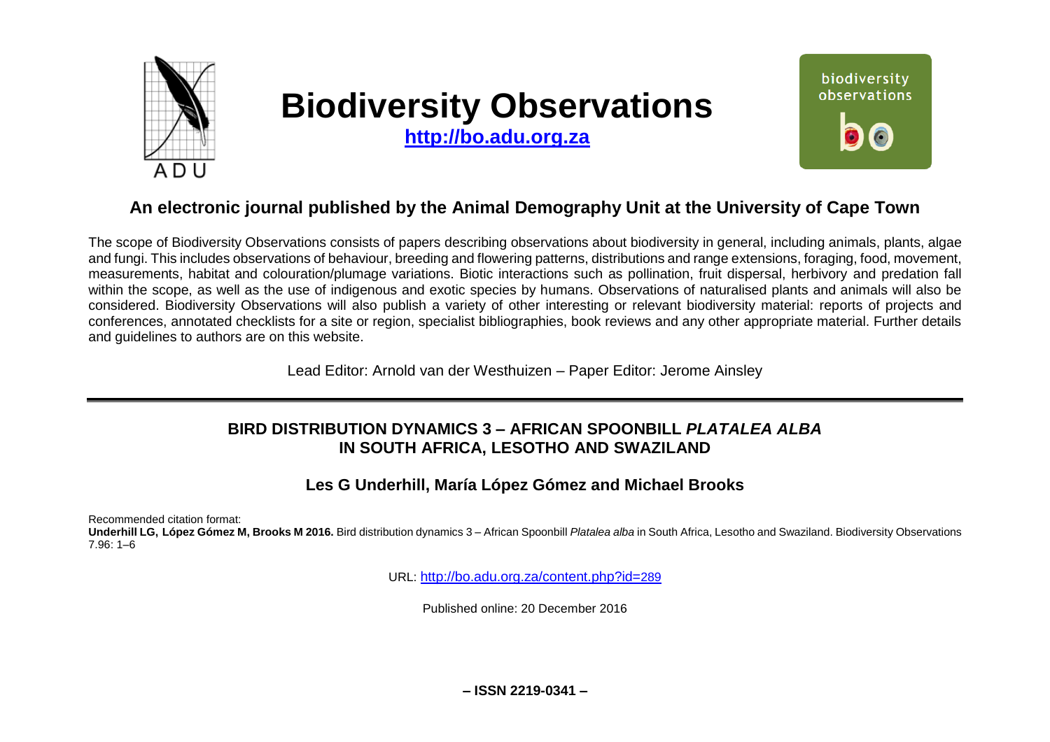# Biodiversity Observations

http://bo.adu.org.za

## An electronic journal published by the Animal Demography Unit at the University of Cape Town

The scope of Biodiversity Observations consists of papers describing observations about biodiversity in general, including animals, plants, algae and fungi. This includes observations of behaviour, breeding and flowering patterns, distributions and range extensions, foraging, food, movement, measurements, habitat and colouration/plumage variations. Biotic interactions such as pollination, fruit dispersal, herbivory and predation fall within the scope, as well as the use of indigenous and exotic species by humans. Observations of naturalised plants and animals will also be considered. Biodiversity Observations will also publish a variety of other interesting or relevant biodiversity material: reports of projects and conferences, annotated checklists for a site or region, specialist bibliographies, book reviews and any other appropriate material. Further details and guidelines to authors are on this website.

Lead Editor: Arnold van der Westhuizen – Paper Editor: Jerome Ainsley

---

# BIRD DISTRIBUTION DYNAMICS 3 – AFRICAN SPOONBILL *PLATALEA ALBA* IN SOUTH AFRICA, LESOTHO AND SWAZILAND

### Les G Underhill, María López Gómez and Michael Brooks

Recommended citation format:
**Underhill LG, López Gómez M, Brooks M 2016.** Bird distribution dynamics 3 – African Spoonbill *Platalea alba* in South Africa, Lesotho and Swaziland. Biodiversity Observations 7.96: 1–6

URL: http://bo.adu.org.za/content.php?id=289

Published online: 20 December 2016

**– ISSN 2219-0341 –**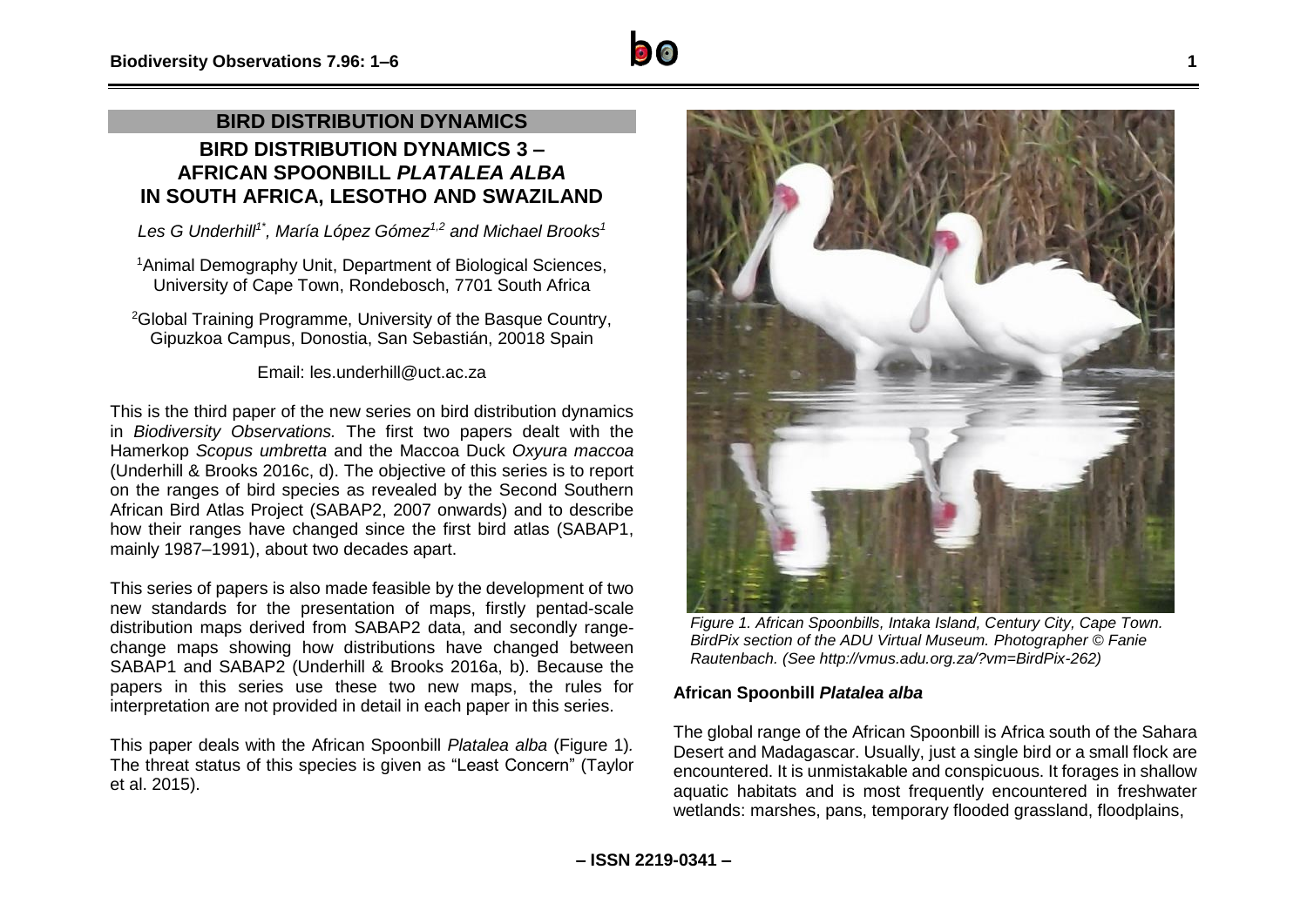## BIRD DISTRIBUTION DYNAMICS

# BIRD DISTRIBUTION DYNAMICS 3 – AFRICAN SPOONBILL *PLATALEA ALBA* IN SOUTH AFRICA, LESOTHO AND SWAZILAND

*Les G Underhill[1*], María López Gómez[1,2] and Michael Brooks[1]*

[1]Animal Demography Unit, Department of Biological Sciences, University of Cape Town, Rondebosch, 7701 South Africa

[2]Global Training Programme, University of the Basque Country, Gipuzkoa Campus, Donostia, San Sebastián, 20018 Spain

Email: les.underhill@uct.ac.za

This is the third paper of the new series on bird distribution dynamics in *Biodiversity Observations.* The first two papers dealt with the Hamerkop *Scopus umbretta* and the Maccoa Duck *Oxyura maccoa* (Underhill & Brooks 2016c, d). The objective of this series is to report on the ranges of bird species as revealed by the Second Southern African Bird Atlas Project (SABAP2, 2007 onwards) and to describe how their ranges have changed since the first bird atlas (SABAP1, mainly 1987–1991), about two decades apart.

This series of papers is also made feasible by the development of two new standards for the presentation of maps, firstly pentad-scale distribution maps derived from SABAP2 data, and secondly range-change maps showing how distributions have changed between SABAP1 and SABAP2 (Underhill & Brooks 2016a, b). Because the papers in this series use these two new maps, the rules for interpretation are not provided in detail in each paper in this series.

This paper deals with the African Spoonbill *Platalea alba* (Figure 1). The threat status of this species is given as "Least Concern" (Taylor et al. 2015).

*Figure 1. African Spoonbills, Intaka Island, Century City, Cape Town. BirdPix section of the ADU Virtual Museum. Photographer © Fanie Rautenbach. (See http://vmus.adu.org.za/?vm=BirdPix-262)*

### African Spoonbill *Platalea alba*

The global range of the African Spoonbill is Africa south of the Sahara Desert and Madagascar. Usually, just a single bird or a small flock are encountered. It is unmistakable and conspicuous. It forages in shallow aquatic habitats and is most frequently encountered in freshwater wetlands: marshes, pans, temporary flooded grassland, floodplains,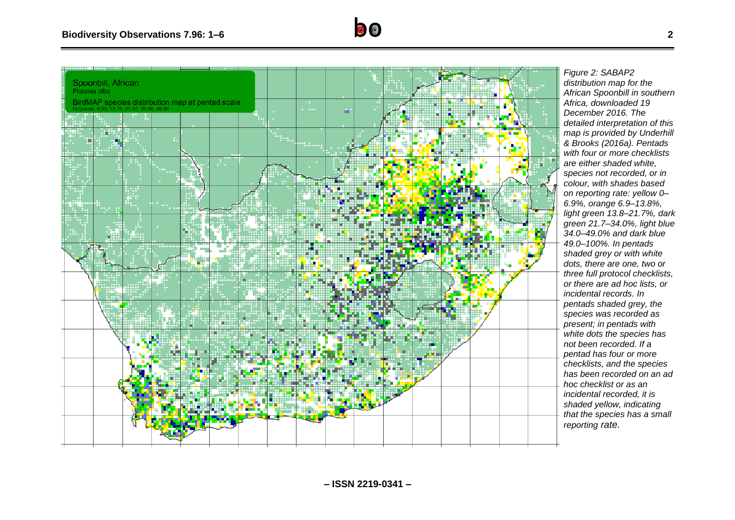*Figure 2: SABAP2 distribution map for the African Spoonbill in southern Africa, downloaded 19 December 2016. The detailed interpretation of this map is provided by Underhill & Brooks (2016a). Pentads with four or more checklists are either shaded white, species not recorded, or in colour, with shades based on reporting rate: yellow 0–6.9%, orange 6.9–13.8%, light green 13.8–21.7%, dark green 21.7–34.0%, light blue 34.0–49.0% and dark blue 49.0–100%. In pentads shaded grey or with white dots, there are one, two or three full protocol checklists, or there are ad hoc lists, or incidental records. In pentads shaded grey, the species was recorded as present; in pentads with white dots the species has not been recorded. If a pentad has four or more checklists, and the species has been recorded on an ad hoc checklist or as an incidental recorded, it is shaded yellow, indicating that the species has a small reporting rate.*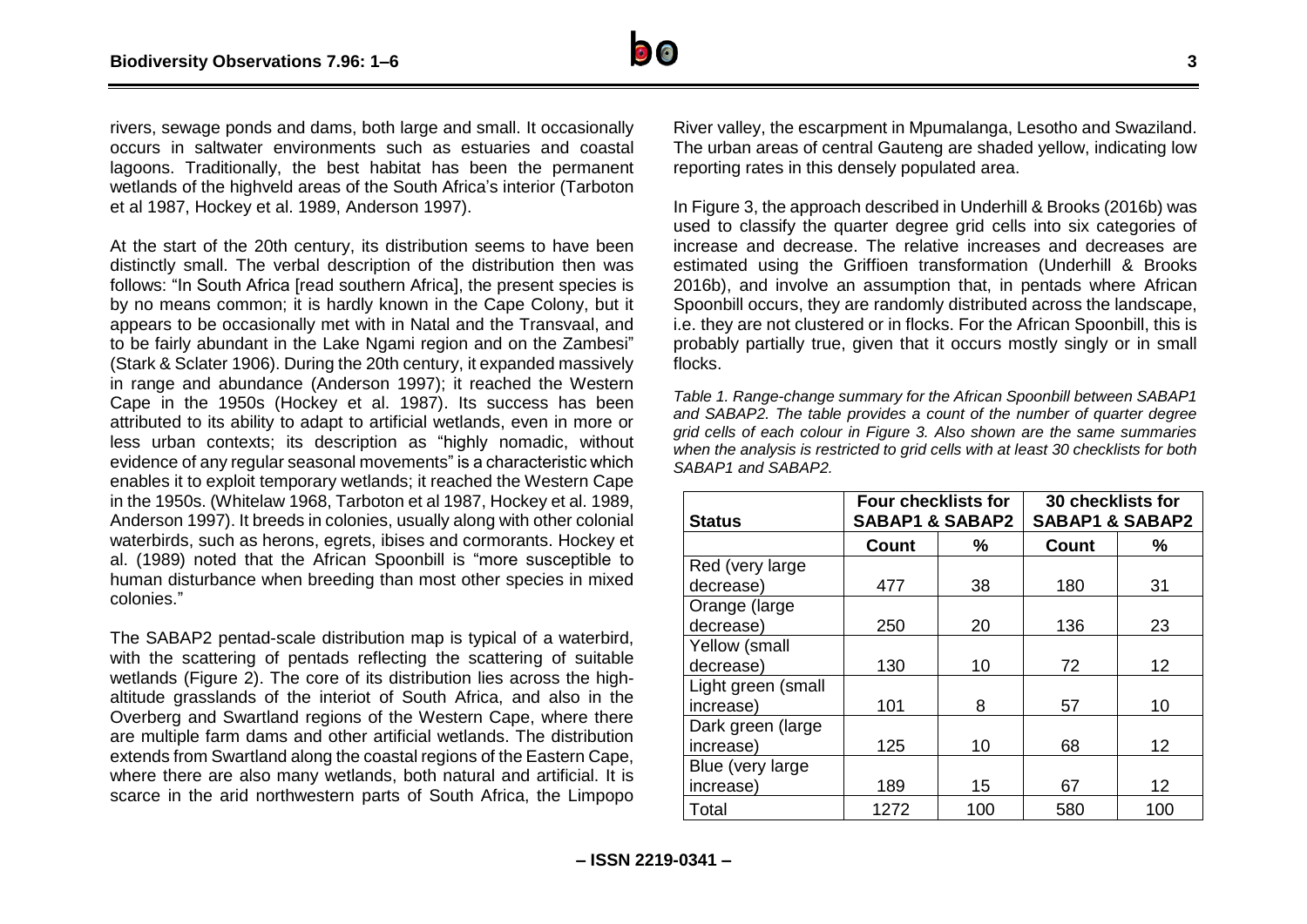rivers, sewage ponds and dams, both large and small. It occasionally occurs in saltwater environments such as estuaries and coastal lagoons. Traditionally, the best habitat has been the permanent wetlands of the highveld areas of the South Africa's interior (Tarboton et al 1987, Hockey et al. 1989, Anderson 1997).

At the start of the 20th century, its distribution seems to have been distinctly small. The verbal description of the distribution then was follows: "In South Africa [read southern Africa], the present species is by no means common; it is hardly known in the Cape Colony, but it appears to be occasionally met with in Natal and the Transvaal, and to be fairly abundant in the Lake Ngami region and on the Zambesi" (Stark & Sclater 1906). During the 20th century, it expanded massively in range and abundance (Anderson 1997); it reached the Western Cape in the 1950s (Hockey et al. 1987). Its success has been attributed to its ability to adapt to artificial wetlands, even in more or less urban contexts; its description as "highly nomadic, without evidence of any regular seasonal movements" is a characteristic which enables it to exploit temporary wetlands; it reached the Western Cape in the 1950s. (Whitelaw 1968, Tarboton et al 1987, Hockey et al. 1989, Anderson 1997). It breeds in colonies, usually along with other colonial waterbirds, such as herons, egrets, ibises and cormorants. Hockey et al. (1989) noted that the African Spoonbill is "more susceptible to human disturbance when breeding than most other species in mixed colonies."

The SABAP2 pentad-scale distribution map is typical of a waterbird, with the scattering of pentads reflecting the scattering of suitable wetlands (Figure 2). The core of its distribution lies across the high-altitude grasslands of the interiot of South Africa, and also in the Overberg and Swartland regions of the Western Cape, where there are multiple farm dams and other artificial wetlands. The distribution extends from Swartland along the coastal regions of the Eastern Cape, where there are also many wetlands, both natural and artificial. It is scarce in the arid northwestern parts of South Africa, the Limpopo River valley, the escarpment in Mpumalanga, Lesotho and Swaziland. The urban areas of central Gauteng are shaded yellow, indicating low reporting rates in this densely populated area.

In Figure 3, the approach described in Underhill & Brooks (2016b) was used to classify the quarter degree grid cells into six categories of increase and decrease. The relative increases and decreases are estimated using the Griffioen transformation (Underhill & Brooks 2016b), and involve an assumption that, in pentads where African Spoonbill occurs, they are randomly distributed across the landscape, i.e. they are not clustered or in flocks. For the African Spoonbill, this is probably partially true, given that it occurs mostly singly or in small flocks.

*Table 1. Range-change summary for the African Spoonbill between SABAP1 and SABAP2. The table provides a count of the number of quarter degree grid cells of each colour in Figure 3. Also shown are the same summaries when the analysis is restricted to grid cells with at least 30 checklists for both SABAP1 and SABAP2.*

| Status | Four checklists for SABAP1 & SABAP2 | | 30 checklists for SABAP1 & SABAP2 | |
|---|---|---|---|---|
| | Count | % | Count | % |
| Red (very large decrease) | 477 | 38 | 180 | 31 |
| Orange (large decrease) | 250 | 20 | 136 | 23 |
| Yellow (small decrease) | 130 | 10 | 72 | 12 |
| Light green (small increase) | 101 | 8 | 57 | 10 |
| Dark green (large increase) | 125 | 10 | 68 | 12 |
| Blue (very large increase) | 189 | 15 | 67 | 12 |
| Total | 1272 | 100 | 580 | 100 |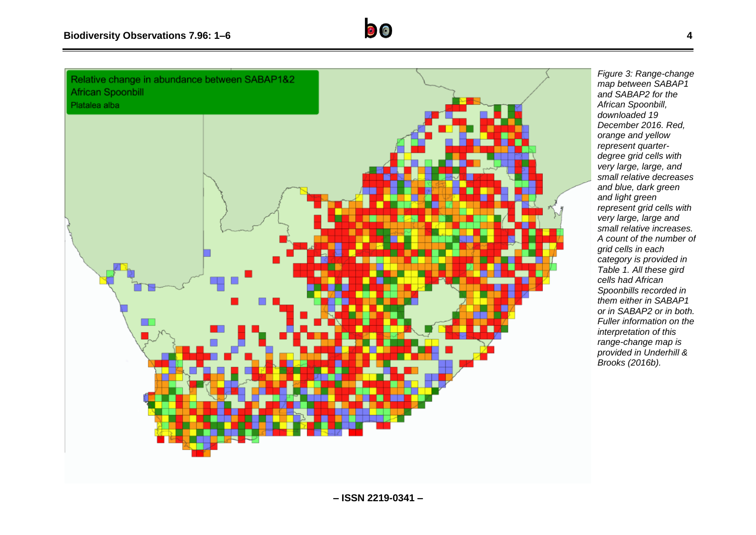Relative change in abundance between SABAP1&2
African Spoonbill
Platalea alba

*Figure 3: Range-change map between SABAP1 and SABAP2 for the African Spoonbill, downloaded 19 December 2016. Red, orange and yellow represent quarter-degree grid cells with very large, large, and small relative decreases and blue, dark green and light green represent grid cells with very large, large and small relative increases. A count of the number of grid cells in each category is provided in Table 1. All these gird cells had African Spoonbills recorded in them either in SABAP1 or in SABAP2 or in both. Fuller information on the interpretation of this range-change map is provided in Underhill & Brooks (2016b).*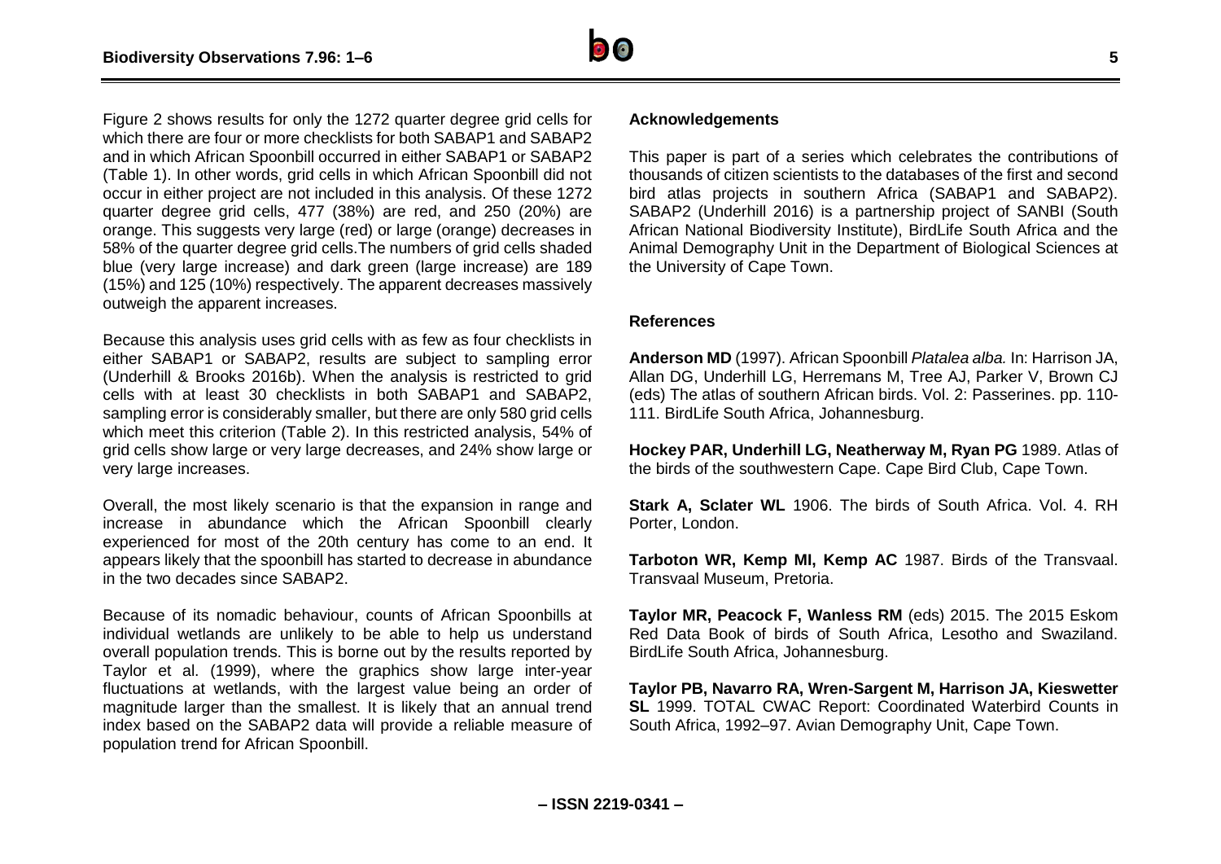Figure 2 shows results for only the 1272 quarter degree grid cells for which there are four or more checklists for both SABAP1 and SABAP2 and in which African Spoonbill occurred in either SABAP1 or SABAP2 (Table 1). In other words, grid cells in which African Spoonbill did not occur in either project are not included in this analysis. Of these 1272 quarter degree grid cells, 477 (38%) are red, and 250 (20%) are orange. This suggests very large (red) or large (orange) decreases in 58% of the quarter degree grid cells.The numbers of grid cells shaded blue (very large increase) and dark green (large increase) are 189 (15%) and 125 (10%) respectively. The apparent decreases massively outweigh the apparent increases.

Because this analysis uses grid cells with as few as four checklists in either SABAP1 or SABAP2, results are subject to sampling error (Underhill & Brooks 2016b). When the analysis is restricted to grid cells with at least 30 checklists in both SABAP1 and SABAP2, sampling error is considerably smaller, but there are only 580 grid cells which meet this criterion (Table 2). In this restricted analysis, 54% of grid cells show large or very large decreases, and 24% show large or very large increases.

Overall, the most likely scenario is that the expansion in range and increase in abundance which the African Spoonbill clearly experienced for most of the 20th century has come to an end. It appears likely that the spoonbill has started to decrease in abundance in the two decades since SABAP2.

Because of its nomadic behaviour, counts of African Spoonbills at individual wetlands are unlikely to be able to help us understand overall population trends. This is borne out by the results reported by Taylor et al. (1999), where the graphics show large inter-year fluctuations at wetlands, with the largest value being an order of magnitude larger than the smallest. It is likely that an annual trend index based on the SABAP2 data will provide a reliable measure of population trend for African Spoonbill.

### Acknowledgements

This paper is part of a series which celebrates the contributions of thousands of citizen scientists to the databases of the first and second bird atlas projects in southern Africa (SABAP1 and SABAP2). SABAP2 (Underhill 2016) is a partnership project of SANBI (South African National Biodiversity Institute), BirdLife South Africa and the Animal Demography Unit in the Department of Biological Sciences at the University of Cape Town.

### References

**Anderson MD** (1997). African Spoonbill *Platalea alba.* In: Harrison JA, Allan DG, Underhill LG, Herremans M, Tree AJ, Parker V, Brown CJ (eds) The atlas of southern African birds. Vol. 2: Passerines. pp. 110-111. BirdLife South Africa, Johannesburg.

**Hockey PAR, Underhill LG, Neatherway M, Ryan PG** 1989. Atlas of the birds of the southwestern Cape. Cape Bird Club, Cape Town.

**Stark A, Sclater WL** 1906. The birds of South Africa. Vol. 4. RH Porter, London.

**Tarboton WR, Kemp MI, Kemp AC** 1987. Birds of the Transvaal. Transvaal Museum, Pretoria.

**Taylor MR, Peacock F, Wanless RM** (eds) 2015. The 2015 Eskom Red Data Book of birds of South Africa, Lesotho and Swaziland. BirdLife South Africa, Johannesburg.

**Taylor PB, Navarro RA, Wren-Sargent M, Harrison JA, Kieswetter SL** 1999. TOTAL CWAC Report: Coordinated Waterbird Counts in South Africa, 1992–97. Avian Demography Unit, Cape Town.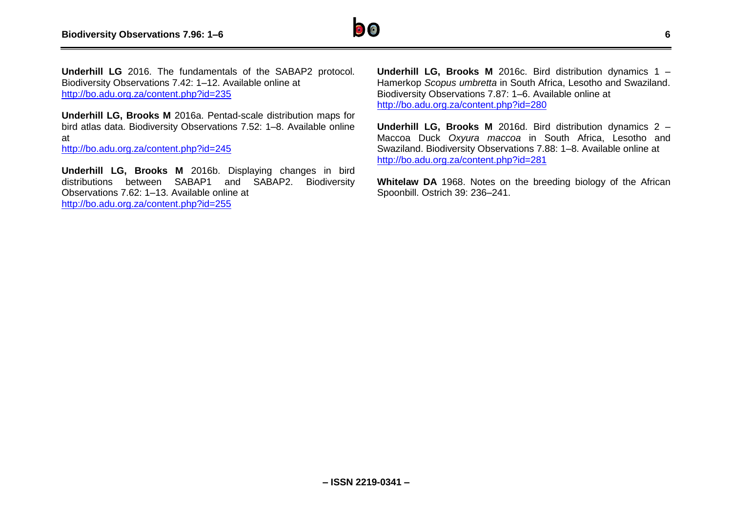**Underhill LG** 2016. The fundamentals of the SABAP2 protocol. Biodiversity Observations 7.42: 1–12. Available online at http://bo.adu.org.za/content.php?id=235

**Underhill LG, Brooks M** 2016a. Pentad-scale distribution maps for bird atlas data. Biodiversity Observations 7.52: 1–8. Available online at http://bo.adu.org.za/content.php?id=245

**Underhill LG, Brooks M** 2016b. Displaying changes in bird distributions between SABAP1 and SABAP2. Biodiversity Observations 7.62: 1–13. Available online at http://bo.adu.org.za/content.php?id=255

**Underhill LG, Brooks M** 2016c. Bird distribution dynamics 1 – Hamerkop *Scopus umbretta* in South Africa, Lesotho and Swaziland. Biodiversity Observations 7.87: 1–6. Available online at http://bo.adu.org.za/content.php?id=280

**Underhill LG, Brooks M** 2016d. Bird distribution dynamics 2 – Maccoa Duck *Oxyura maccoa* in South Africa, Lesotho and Swaziland. Biodiversity Observations 7.88: 1–8. Available online at http://bo.adu.org.za/content.php?id=281

**Whitelaw DA** 1968. Notes on the breeding biology of the African Spoonbill. Ostrich 39: 236–241.